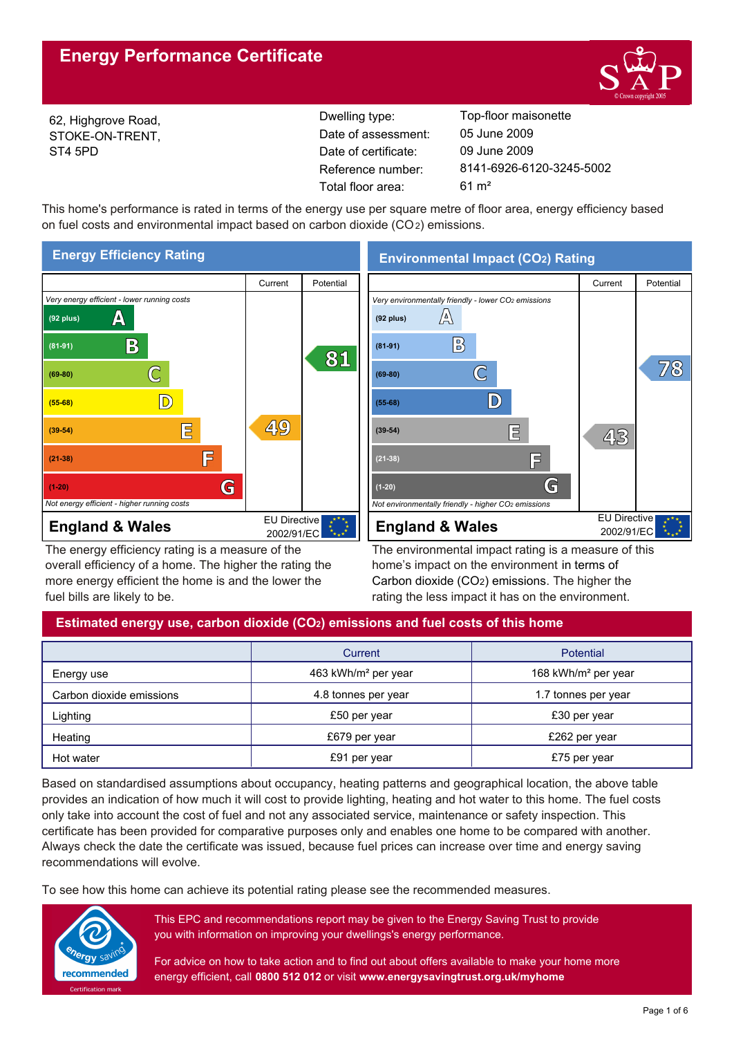# Energy Performance Certificate

62, Highgrove Road,
STOKE-ON-TRENT,
ST4 5PD

| | |
|---|---|
| Dwelling type: | Top-floor maisonette |
| Date of assessment: | 05 June 2009 |
| Date of certificate: | 09 June 2009 |
| Reference number: | 8141-6926-6120-3245-5002 |
| Total floor area: | 61 m² |

This home's performance is rated in terms of the energy use per square metre of floor area, energy efficiency based on fuel costs and environmental impact based on carbon dioxide ($CO_2$) emissions.

## Energy Efficiency Rating

| | Current | Potential |
|---|---|---|
| *Very energy efficient - lower running costs* | | |
| (92 plus) A | | |
| (81-91) B | | 81 |
| (69-80) C | | |
| (55-68) D | | |
| (39-54) E | 49 | |
| (21-38) F | | |
| (1-20) G | | |
| *Not energy efficient - higher running costs* | | |

**England & Wales** — EU Directive 2002/91/EC

The energy efficiency rating is a measure of the overall efficiency of a home. The higher the rating the more energy efficient the home is and the lower the fuel bills are likely to be.

## Environmental Impact ($CO_2$) Rating

| | Current | Potential |
|---|---|---|
| *Very environmentally friendly - lower $CO_2$ emissions* | | |
| (92 plus) A | | |
| (81-91) B | | |
| (69-80) C | | 78 |
| (55-68) D | | |
| (39-54) E | 43 | |
| (21-38) F | | |
| (1-20) G | | |
| *Not environmentally friendly - higher $CO_2$ emissions* | | |

**England & Wales** — EU Directive 2002/91/EC

The environmental impact rating is a measure of this home's impact on the environment in terms of Carbon dioxide ($CO_2$) emissions. The higher the rating the less impact it has on the environment.

## Estimated energy use, carbon dioxide ($CO_2$) emissions and fuel costs of this home

| | Current | Potential |
|---|---|---|
| Energy use | 463 kWh/m² per year | 168 kWh/m² per year |
| Carbon dioxide emissions | 4.8 tonnes per year | 1.7 tonnes per year |
| Lighting | £50 per year | £30 per year |
| Heating | £679 per year | £262 per year |
| Hot water | £91 per year | £75 per year |

Based on standardised assumptions about occupancy, heating patterns and geographical location, the above table provides an indication of how much it will cost to provide lighting, heating and hot water to this home. The fuel costs only take into account the cost of fuel and not any associated service, maintenance or safety inspection. This certificate has been provided for comparative purposes only and enables one home to be compared with another. Always check the date the certificate was issued, because fuel prices can increase over time and energy saving recommendations will evolve.

To see how this home can achieve its potential rating please see the recommended measures.

energy saving recommended — Certification mark

This EPC and recommendations report may be given to the Energy Saving Trust to provide you with information on improving your dwellings's energy performance.

For advice on how to take action and to find out about offers available to make your home more energy efficient, call **0800 512 012** or visit **www.energysavingtrust.org.uk/myhome**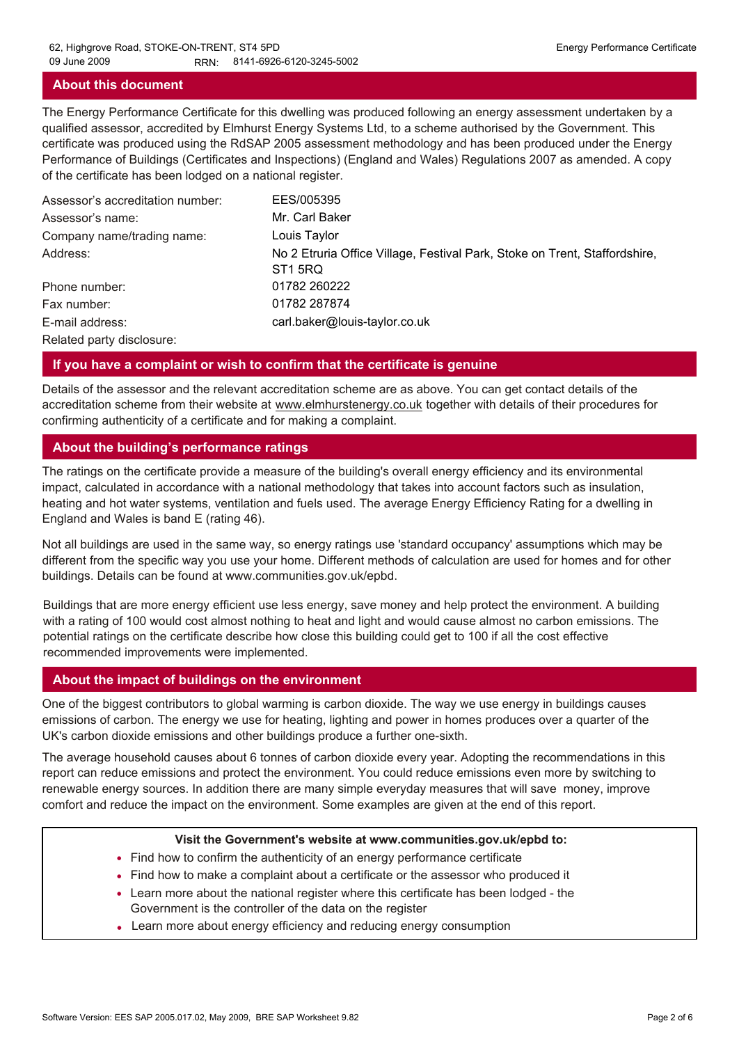## About this document

The Energy Performance Certificate for this dwelling was produced following an energy assessment undertaken by a qualified assessor, accredited by Elmhurst Energy Systems Ltd, to a scheme authorised by the Government. This certificate was produced using the RdSAP 2005 assessment methodology and has been produced under the Energy Performance of Buildings (Certificates and Inspections) (England and Wales) Regulations 2007 as amended. A copy of the certificate has been lodged on a national register.

| | |
|---|---|
| Assessor's accreditation number: | EES/005395 |
| Assessor's name: | Mr. Carl Baker |
| Company name/trading name: | Louis Taylor |
| Address: | No 2 Etruria Office Village, Festival Park, Stoke on Trent, Staffordshire, ST1 5RQ |
| Phone number: | 01782 260222 |
| Fax number: | 01782 287874 |
| E-mail address: | carl.baker@louis-taylor.co.uk |
| Related party disclosure: | |

## If you have a complaint or wish to confirm that the certificate is genuine

Details of the assessor and the relevant accreditation scheme are as above. You can get contact details of the accreditation scheme from their website at www.elmhurstenergy.co.uk together with details of their procedures for confirming authenticity of a certificate and for making a complaint.

## About the building's performance ratings

The ratings on the certificate provide a measure of the building's overall energy efficiency and its environmental impact, calculated in accordance with a national methodology that takes into account factors such as insulation, heating and hot water systems, ventilation and fuels used. The average Energy Efficiency Rating for a dwelling in England and Wales is band E (rating 46).

Not all buildings are used in the same way, so energy ratings use 'standard occupancy' assumptions which may be different from the specific way you use your home. Different methods of calculation are used for homes and for other buildings. Details can be found at www.communities.gov.uk/epbd.

Buildings that are more energy efficient use less energy, save money and help protect the environment. A building with a rating of 100 would cost almost nothing to heat and light and would cause almost no carbon emissions. The potential ratings on the certificate describe how close this building could get to 100 if all the cost effective recommended improvements were implemented.

## About the impact of buildings on the environment

One of the biggest contributors to global warming is carbon dioxide. The way we use energy in buildings causes emissions of carbon. The energy we use for heating, lighting and power in homes produces over a quarter of the UK's carbon dioxide emissions and other buildings produce a further one-sixth.

The average household causes about 6 tonnes of carbon dioxide every year. Adopting the recommendations in this report can reduce emissions and protect the environment. You could reduce emissions even more by switching to renewable energy sources. In addition there are many simple everyday measures that will save money, improve comfort and reduce the impact on the environment. Some examples are given at the end of this report.

**Visit the Government's website at www.communities.gov.uk/epbd to:**

- Find how to confirm the authenticity of an energy performance certificate
- Find how to make a complaint about a certificate or the assessor who produced it
- Learn more about the national register where this certificate has been lodged - the Government is the controller of the data on the register
- Learn more about energy efficiency and reducing energy consumption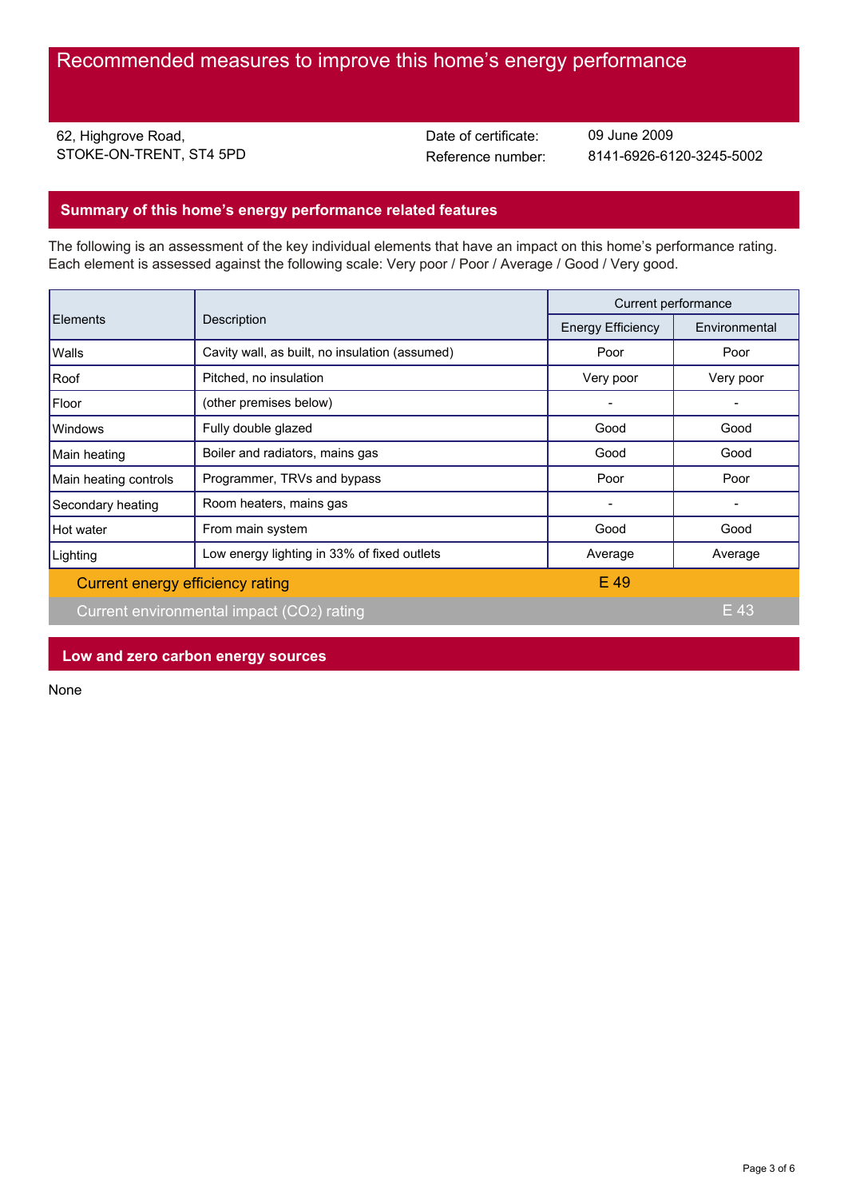# Recommended measures to improve this home's energy performance

62, Highgrove Road,
STOKE-ON-TRENT, ST4 5PD

Date of certificate: 09 June 2009
Reference number: 8141-6926-6120-3245-5002

## Summary of this home's energy performance related features

The following is an assessment of the key individual elements that have an impact on this home's performance rating. Each element is assessed against the following scale: Very poor / Poor / Average / Good / Very good.

| Elements | Description | Current performance | |
|---|---|---|---|
| | | Energy Efficiency | Environmental |
| Walls | Cavity wall, as built, no insulation (assumed) | Poor | Poor |
| Roof | Pitched, no insulation | Very poor | Very poor |
| Floor | (other premises below) | - | - |
| Windows | Fully double glazed | Good | Good |
| Main heating | Boiler and radiators, mains gas | Good | Good |
| Main heating controls | Programmer, TRVs and bypass | Poor | Poor |
| Secondary heating | Room heaters, mains gas | - | - |
| Hot water | From main system | Good | Good |
| Lighting | Low energy lighting in 33% of fixed outlets | Average | Average |
| Current energy efficiency rating | | E 49 | |
| Current environmental impact ($CO_2$) rating | | | E 43 |

## Low and zero carbon energy sources

None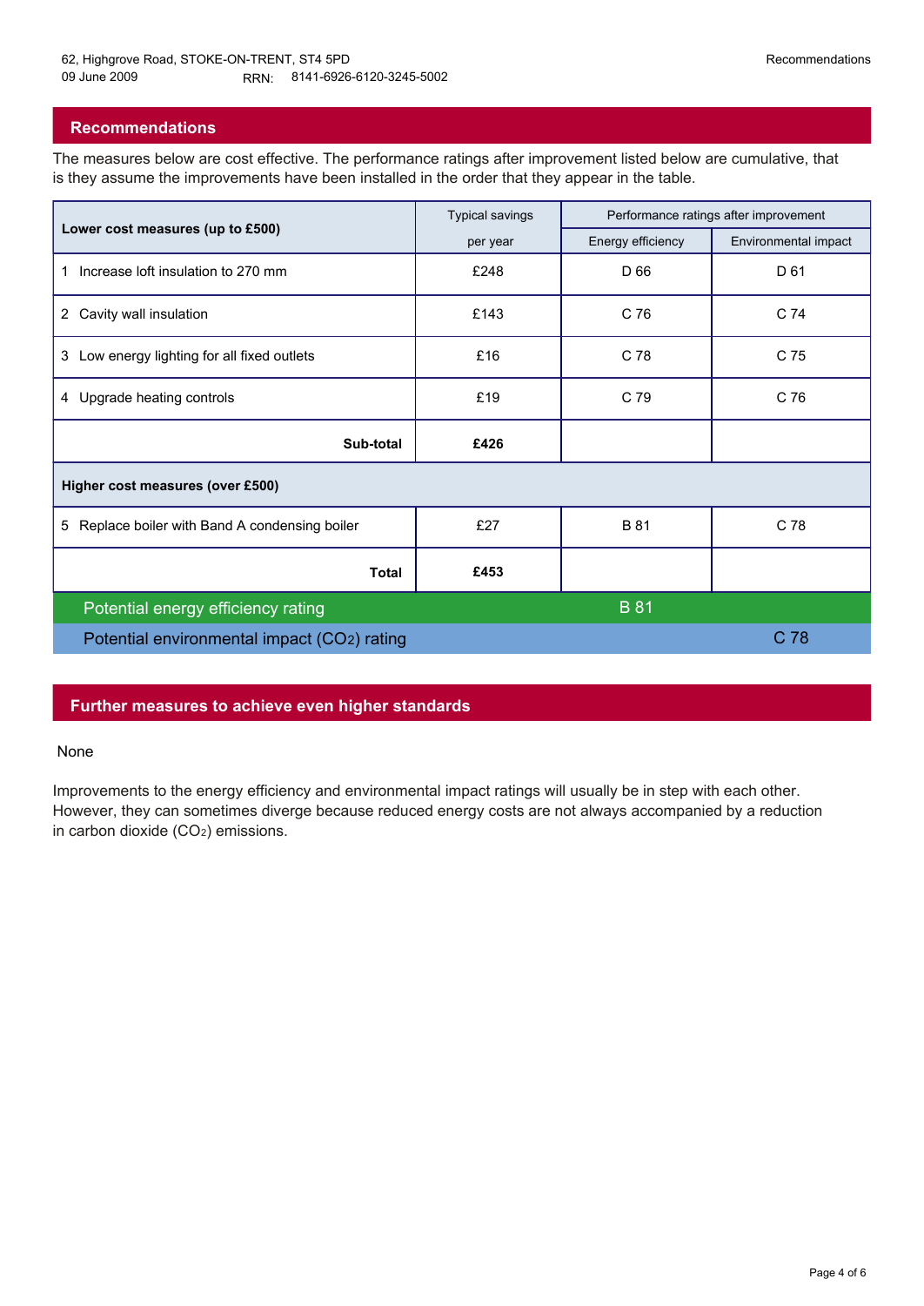## Recommendations

The measures below are cost effective. The performance ratings after improvement listed below are cumulative, that is they assume the improvements have been installed in the order that they appear in the table.

| Lower cost measures (up to £500) | Typical savings per year | Performance ratings after improvement | |
|---|---|---|---|
| | | Energy efficiency | Environmental impact |
| 1 Increase loft insulation to 270 mm | £248 | D 66 | D 61 |
| 2 Cavity wall insulation | £143 | C 76 | C 74 |
| 3 Low energy lighting for all fixed outlets | £16 | C 78 | C 75 |
| 4 Upgrade heating controls | £19 | C 79 | C 76 |
| **Sub-total** | **£426** | | |
| **Higher cost measures (over £500)** | | | |
| 5 Replace boiler with Band A condensing boiler | £27 | B 81 | C 78 |
| **Total** | **£453** | | |
| Potential energy efficiency rating | | B 81 | |
| Potential environmental impact ($CO_2$) rating | | | C 78 |

## Further measures to achieve even higher standards

None

Improvements to the energy efficiency and environmental impact ratings will usually be in step with each other. However, they can sometimes diverge because reduced energy costs are not always accompanied by a reduction in carbon dioxide ($CO_2$) emissions.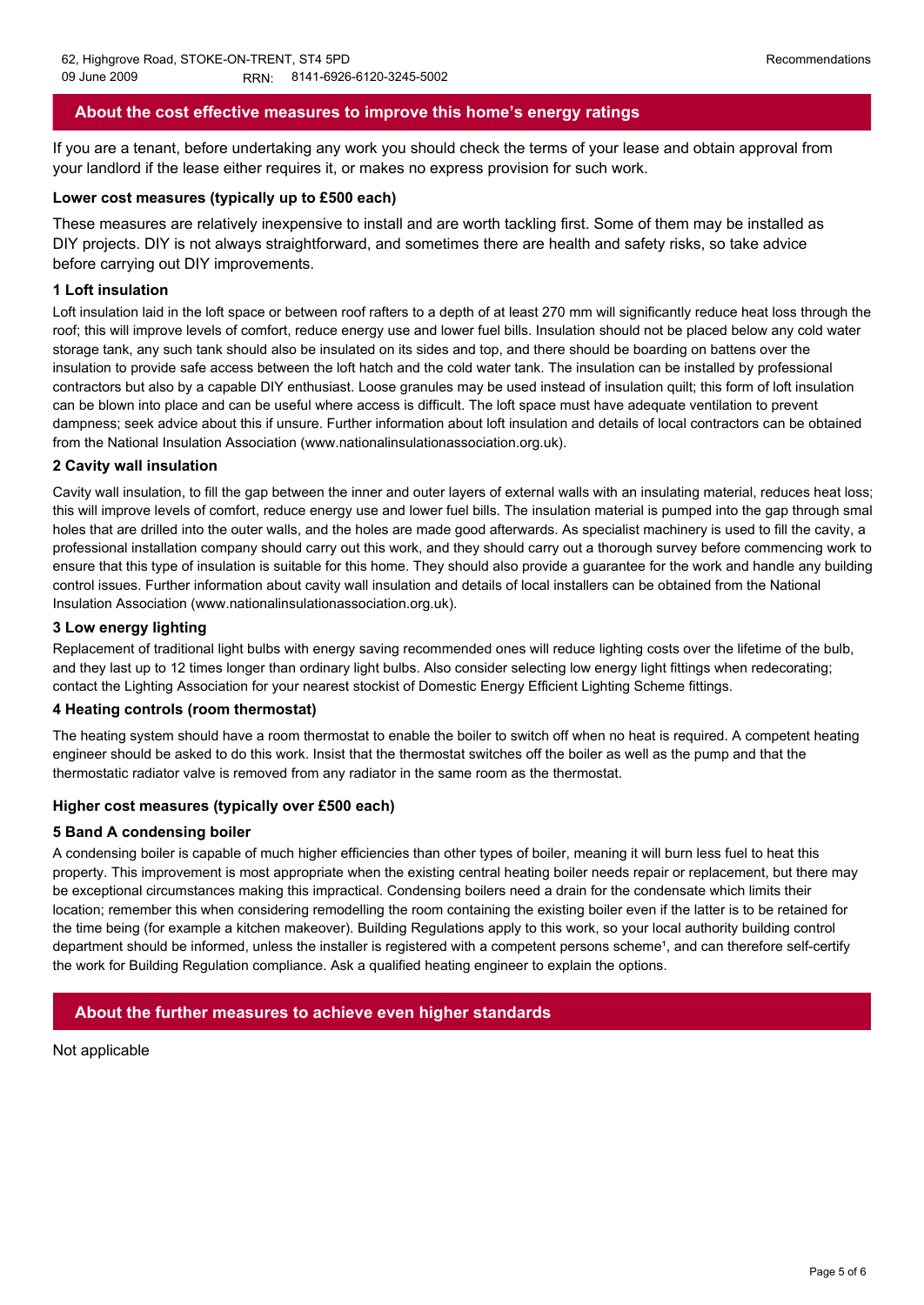## About the cost effective measures to improve this home's energy ratings

If you are a tenant, before undertaking any work you should check the terms of your lease and obtain approval from your landlord if the lease either requires it, or makes no express provision for such work.

**Lower cost measures (typically up to £500 each)**

These measures are relatively inexpensive to install and are worth tackling first. Some of them may be installed as DIY projects. DIY is not always straightforward, and sometimes there are health and safety risks, so take advice before carrying out DIY improvements.

**1 Loft insulation**

Loft insulation laid in the loft space or between roof rafters to a depth of at least 270 mm will significantly reduce heat loss through the roof; this will improve levels of comfort, reduce energy use and lower fuel bills. Insulation should not be placed below any cold water storage tank, any such tank should also be insulated on its sides and top, and there should be boarding on battens over the insulation to provide safe access between the loft hatch and the cold water tank. The insulation can be installed by professional contractors but also by a capable DIY enthusiast. Loose granules may be used instead of insulation quilt; this form of loft insulation can be blown into place and can be useful where access is difficult. The loft space must have adequate ventilation to prevent dampness; seek advice about this if unsure. Further information about loft insulation and details of local contractors can be obtained from the National Insulation Association (www.nationalinsulationassociation.org.uk).

**2 Cavity wall insulation**

Cavity wall insulation, to fill the gap between the inner and outer layers of external walls with an insulating material, reduces heat loss; this will improve levels of comfort, reduce energy use and lower fuel bills. The insulation material is pumped into the gap through smal holes that are drilled into the outer walls, and the holes are made good afterwards. As specialist machinery is used to fill the cavity, a professional installation company should carry out this work, and they should carry out a thorough survey before commencing work to ensure that this type of insulation is suitable for this home. They should also provide a guarantee for the work and handle any building control issues. Further information about cavity wall insulation and details of local installers can be obtained from the National Insulation Association (www.nationalinsulationassociation.org.uk).

**3 Low energy lighting**

Replacement of traditional light bulbs with energy saving recommended ones will reduce lighting costs over the lifetime of the bulb, and they last up to 12 times longer than ordinary light bulbs. Also consider selecting low energy light fittings when redecorating; contact the Lighting Association for your nearest stockist of Domestic Energy Efficient Lighting Scheme fittings.

**4 Heating controls (room thermostat)**

The heating system should have a room thermostat to enable the boiler to switch off when no heat is required. A competent heating engineer should be asked to do this work. Insist that the thermostat switches off the boiler as well as the pump and that the thermostatic radiator valve is removed from any radiator in the same room as the thermostat.

**Higher cost measures (typically over £500 each)**

**5 Band A condensing boiler**

A condensing boiler is capable of much higher efficiencies than other types of boiler, meaning it will burn less fuel to heat this property. This improvement is most appropriate when the existing central heating boiler needs repair or replacement, but there may be exceptional circumstances making this impractical. Condensing boilers need a drain for the condensate which limits their location; remember this when considering remodelling the room containing the existing boiler even if the latter is to be retained for the time being (for example a kitchen makeover). Building Regulations apply to this work, so your local authority building control department should be informed, unless the installer is registered with a competent persons scheme[1], and can therefore self-certify the work for Building Regulation compliance. Ask a qualified heating engineer to explain the options.

## About the further measures to achieve even higher standards

Not applicable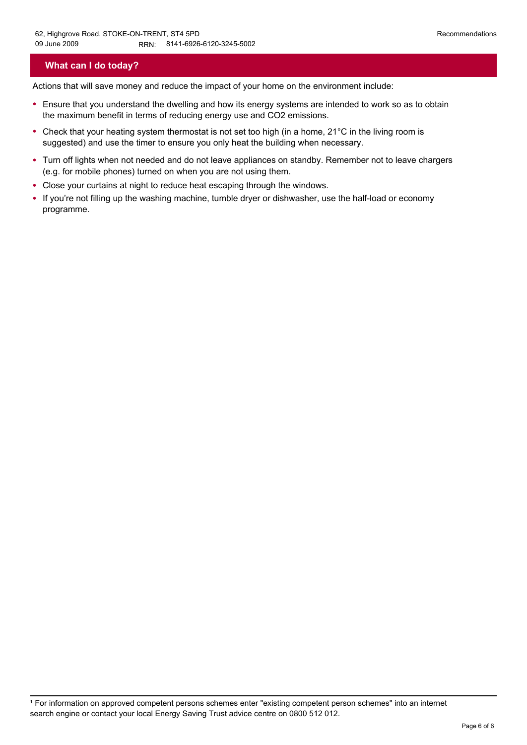## What can I do today?

Actions that will save money and reduce the impact of your home on the environment include:

- Ensure that you understand the dwelling and how its energy systems are intended to work so as to obtain the maximum benefit in terms of reducing energy use and $CO_2$ emissions.
- Check that your heating system thermostat is not set too high (in a home, 21°C in the living room is suggested) and use the timer to ensure you only heat the building when necessary.
- Turn off lights when not needed and do not leave appliances on standby. Remember not to leave chargers (e.g. for mobile phones) turned on when you are not using them.
- Close your curtains at night to reduce heat escaping through the windows.
- If you're not filling up the washing machine, tumble dryer or dishwasher, use the half-load or economy programme.

[1] For information on approved competent persons schemes enter "existing competent person schemes" into an internet search engine or contact your local Energy Saving Trust advice centre on 0800 512 012.